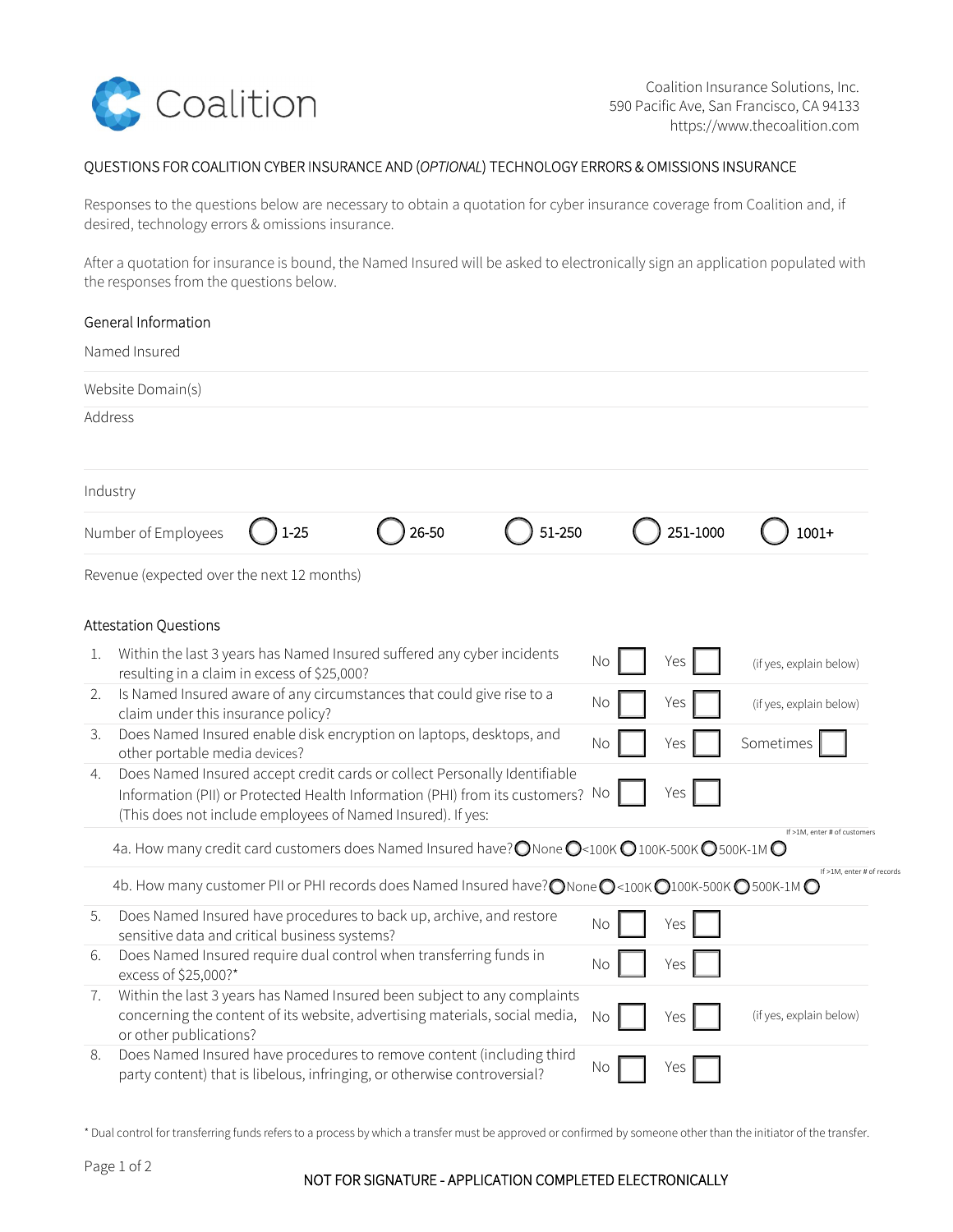Coalition

Coalition Insurance Solutions, Inc.
590 Pacific Ave, San Francisco, CA 94133
https://www.thecoalition.com

## QUESTIONS FOR COALITION CYBER INSURANCE AND (*OPTIONAL*) TECHNOLOGY ERRORS & OMISSIONS INSURANCE

Responses to the questions below are necessary to obtain a quotation for cyber insurance coverage from Coalition and, if desired, technology errors & omissions insurance.

After a quotation for insurance is bound, the Named Insured will be asked to electronically sign an application populated with the responses from the questions below.

### General Information

Named Insured

Website Domain(s)

Address

Industry

Number of Employees ◯ 1-25 ◯ 26-50 ◯ 51-250 ◯ 251-1000 ◯ 1001+

Revenue (expected over the next 12 months)

### Attestation Questions

| # | Question | | | |
|---|---|---|---|---|
| 1. | Within the last 3 years has Named Insured suffered any cyber incidents resulting in a claim in excess of $25,000? | No ☐ | Yes ☐ | (if yes, explain below) |
| 2. | Is Named Insured aware of any circumstances that could give rise to a claim under this insurance policy? | No ☐ | Yes ☐ | (if yes, explain below) |
| 3. | Does Named Insured enable disk encryption on laptops, desktops, and other portable media devices? | No ☐ | Yes ☐ | Sometimes ☐ |
| 4. | Does Named Insured accept credit cards or collect Personally Identifiable Information (PII) or Protected Health Information (PHI) from its customers? (This does not include employees of Named Insured). If yes: | No ☐ | Yes ☐ | |

4a. How many credit card customers does Named Insured have? ◯ None ◯ <100K ◯ 100K-500K ◯ 500K-1M ◯ (If >1M, enter # of customers)

4b. How many customer PII or PHI records does Named Insured have? ◯ None ◯ <100K ◯ 100K-500K ◯ 500K-1M ◯ (If >1M, enter # of records)

| # | Question | | | |
|---|---|---|---|---|
| 5. | Does Named Insured have procedures to back up, archive, and restore sensitive data and critical business systems? | No ☐ | Yes ☐ | |
| 6. | Does Named Insured require dual control when transferring funds in excess of $25,000?* | No ☐ | Yes ☐ | |
| 7. | Within the last 3 years has Named Insured been subject to any complaints concerning the content of its website, advertising materials, social media, or other publications? | No ☐ | Yes ☐ | (if yes, explain below) |
| 8. | Does Named Insured have procedures to remove content (including third party content) that is libelous, infringing, or otherwise controversial? | No ☐ | Yes ☐ | |

\* Dual control for transferring funds refers to a process by which a transfer must be approved or confirmed by someone other than the initiator of the transfer.

NOT FOR SIGNATURE - APPLICATION COMPLETED ELECTRONICALLY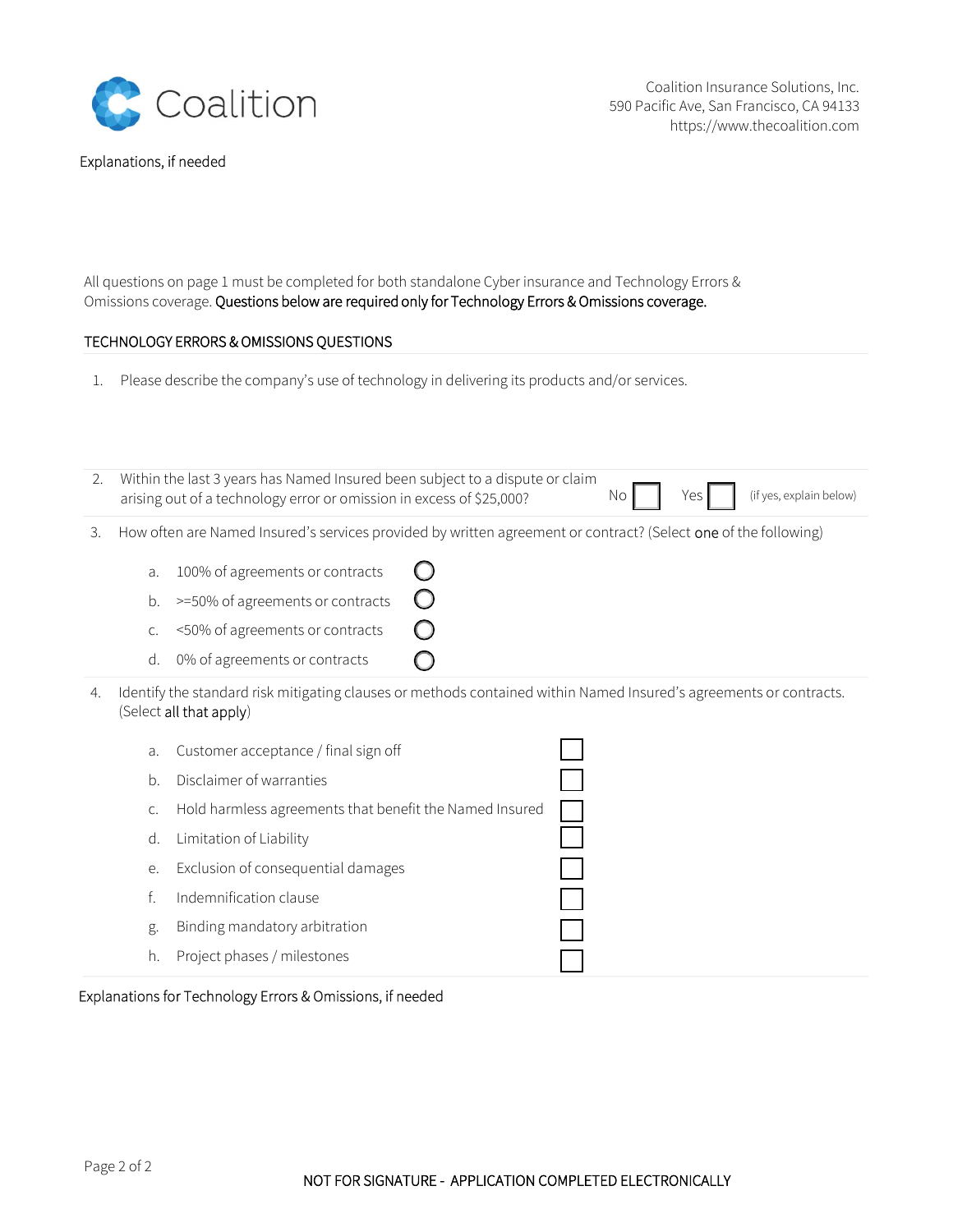Coalition

Coalition Insurance Solutions, Inc.
590 Pacific Ave, San Francisco, CA 94133
https://www.thecoalition.com

Explanations, if needed

All questions on page 1 must be completed for both standalone Cyber insurance and Technology Errors & Omissions coverage. **Questions below are required only for Technology Errors & Omissions coverage.**

## TECHNOLOGY ERRORS & OMISSIONS QUESTIONS

1. Please describe the company's use of technology in delivering its products and/or services.

2. Within the last 3 years has Named Insured been subject to a dispute or claim arising out of a technology error or omission in excess of $25,000? No ☐ Yes ☐ (if yes, explain below)

3. How often are Named Insured's services provided by written agreement or contract? (Select **one** of the following)

   a. 100% of agreements or contracts ○
   b. >=50% of agreements or contracts ○
   c. <50% of agreements or contracts ○
   d. 0% of agreements or contracts ○

4. Identify the standard risk mitigating clauses or methods contained within Named Insured's agreements or contracts. (Select **all that apply**)

   a. Customer acceptance / final sign off ☐
   b. Disclaimer of warranties ☐
   c. Hold harmless agreements that benefit the Named Insured ☐
   d. Limitation of Liability ☐
   e. Exclusion of consequential damages ☐
   f. Indemnification clause ☐
   g. Binding mandatory arbitration ☐
   h. Project phases / milestones ☐

Explanations for Technology Errors & Omissions, if needed

NOT FOR SIGNATURE - APPLICATION COMPLETED ELECTRONICALLY